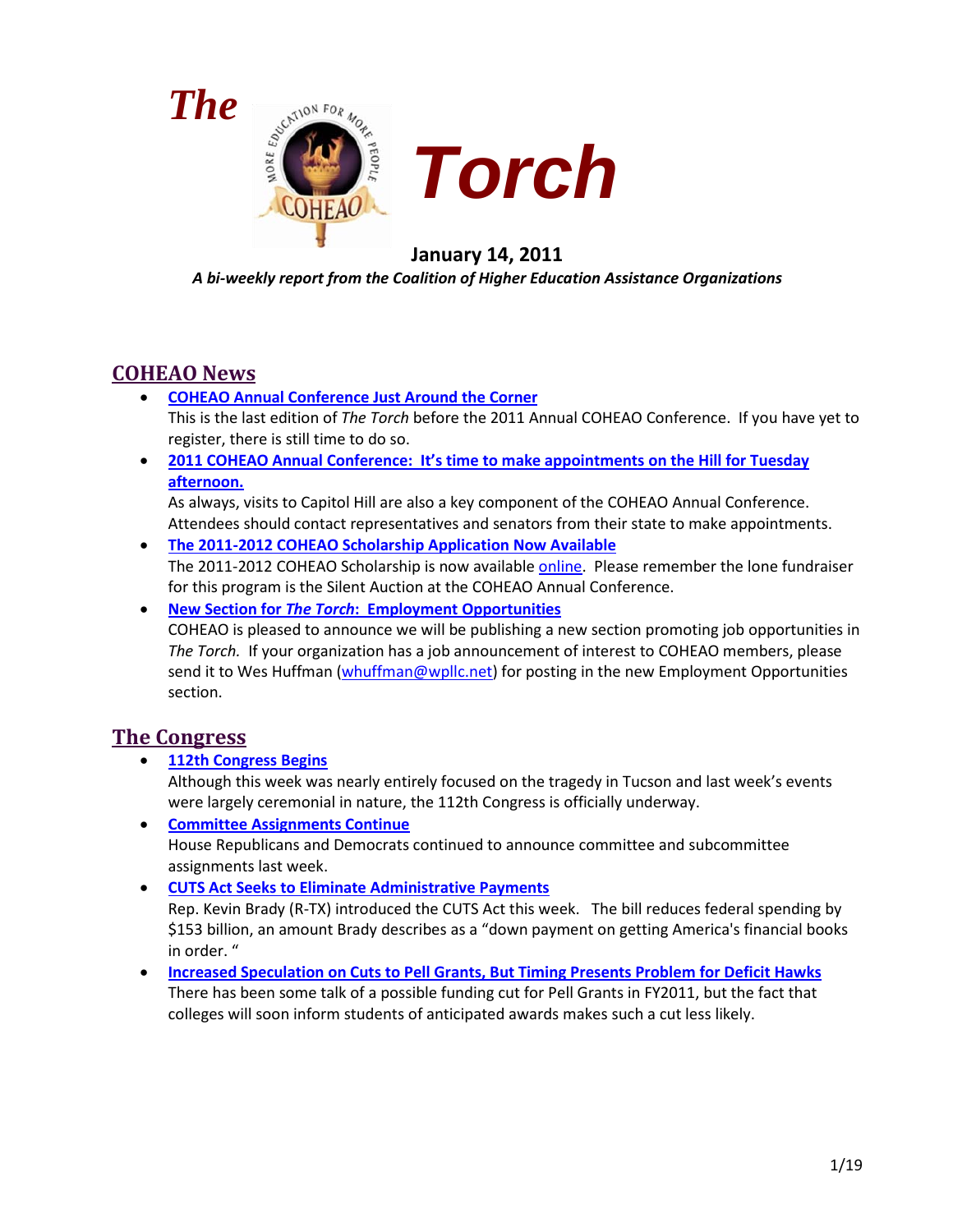# The Torch

**January 14, 2011**

*A bi-weekly report from the Coalition of Higher Education Assistance Organizations*

## COHEAO News

- **COHEAO Annual Conference Just Around the Corner**
  This is the last edition of *The Torch* before the 2011 Annual COHEAO Conference. If you have yet to register, there is still time to do so.
- **2011 COHEAO Annual Conference: It's time to make appointments on the Hill for Tuesday afternoon.**
  As always, visits to Capitol Hill are also a key component of the COHEAO Annual Conference. Attendees should contact representatives and senators from their state to make appointments.
- **The 2011-2012 COHEAO Scholarship Application Now Available**
  The 2011-2012 COHEAO Scholarship is now available online. Please remember the lone fundraiser for this program is the Silent Auction at the COHEAO Annual Conference.
- **New Section for *The Torch*: Employment Opportunities**
  COHEAO is pleased to announce we will be publishing a new section promoting job opportunities in *The Torch*. If your organization has a job announcement of interest to COHEAO members, please send it to Wes Huffman (whuffman@wpllc.net) for posting in the new Employment Opportunities section.

## The Congress

- **112th Congress Begins**
  Although this week was nearly entirely focused on the tragedy in Tucson and last week's events were largely ceremonial in nature, the 112th Congress is officially underway.
- **Committee Assignments Continue**
  House Republicans and Democrats continued to announce committee and subcommittee assignments last week.
- **CUTS Act Seeks to Eliminate Administrative Payments**
  Rep. Kevin Brady (R-TX) introduced the CUTS Act this week. The bill reduces federal spending by $153 billion, an amount Brady describes as a "down payment on getting America's financial books in order. "
- **Increased Speculation on Cuts to Pell Grants, But Timing Presents Problem for Deficit Hawks**
  There has been some talk of a possible funding cut for Pell Grants in FY2011, but the fact that colleges will soon inform students of anticipated awards makes such a cut less likely.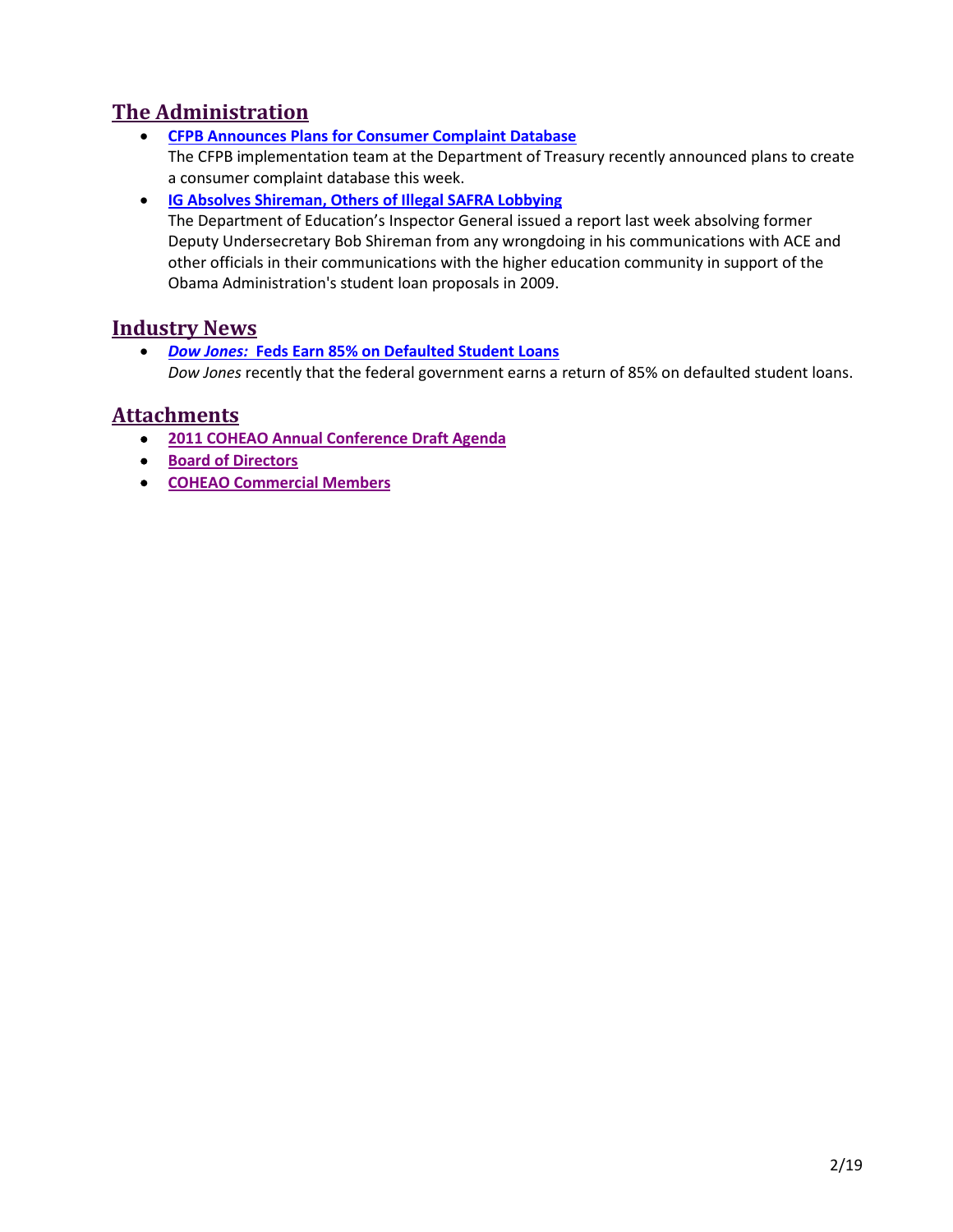## The Administration

- **CFPB Announces Plans for Consumer Complaint Database**
  The CFPB implementation team at the Department of Treasury recently announced plans to create a consumer complaint database this week.
- **IG Absolves Shireman, Others of Illegal SAFRA Lobbying**
  The Department of Education's Inspector General issued a report last week absolving former Deputy Undersecretary Bob Shireman from any wrongdoing in his communications with ACE and other officials in their communications with the higher education community in support of the Obama Administration's student loan proposals in 2009.

## Industry News

- ***Dow Jones:* Feds Earn 85% on Defaulted Student Loans**
  *Dow Jones* recently that the federal government earns a return of 85% on defaulted student loans.

## Attachments

- **2011 COHEAO Annual Conference Draft Agenda**
- **Board of Directors**
- **COHEAO Commercial Members**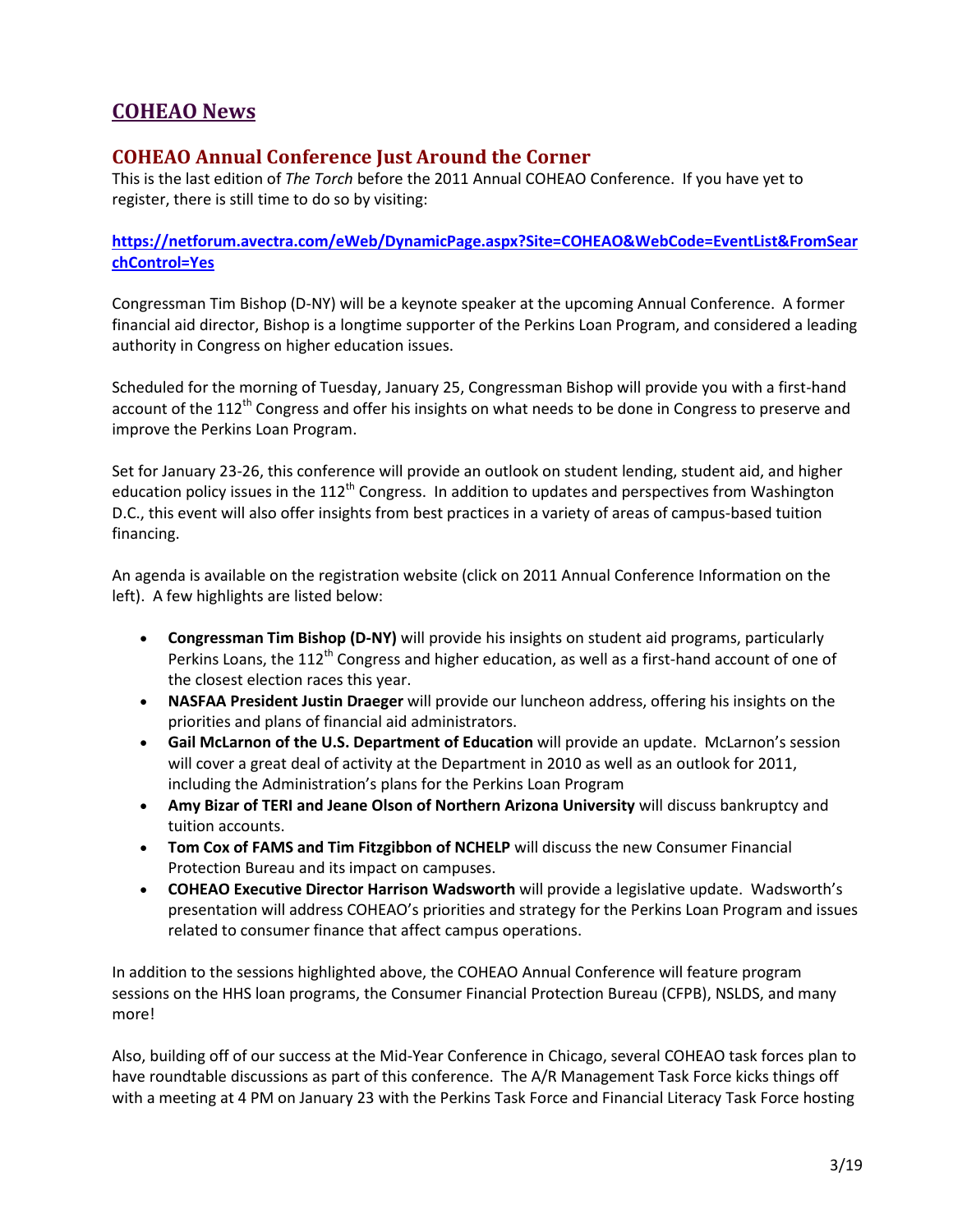# COHEAO News

## COHEAO Annual Conference Just Around the Corner

This is the last edition of *The Torch* before the 2011 Annual COHEAO Conference. If you have yet to register, there is still time to do so by visiting:

**https://netforum.avectra.com/eWeb/DynamicPage.aspx?Site=COHEAO&WebCode=EventList&FromSearchControl=Yes**

Congressman Tim Bishop (D-NY) will be a keynote speaker at the upcoming Annual Conference. A former financial aid director, Bishop is a longtime supporter of the Perkins Loan Program, and considered a leading authority in Congress on higher education issues.

Scheduled for the morning of Tuesday, January 25, Congressman Bishop will provide you with a first-hand account of the 112th Congress and offer his insights on what needs to be done in Congress to preserve and improve the Perkins Loan Program.

Set for January 23-26, this conference will provide an outlook on student lending, student aid, and higher education policy issues in the 112th Congress. In addition to updates and perspectives from Washington D.C., this event will also offer insights from best practices in a variety of areas of campus-based tuition financing.

An agenda is available on the registration website (click on 2011 Annual Conference Information on the left). A few highlights are listed below:

- **Congressman Tim Bishop (D-NY)** will provide his insights on student aid programs, particularly Perkins Loans, the 112th Congress and higher education, as well as a first-hand account of one of the closest election races this year.
- **NASFAA President Justin Draeger** will provide our luncheon address, offering his insights on the priorities and plans of financial aid administrators.
- **Gail McLarnon of the U.S. Department of Education** will provide an update. McLarnon's session will cover a great deal of activity at the Department in 2010 as well as an outlook for 2011, including the Administration's plans for the Perkins Loan Program
- **Amy Bizar of TERI and Jeane Olson of Northern Arizona University** will discuss bankruptcy and tuition accounts.
- **Tom Cox of FAMS and Tim Fitzgibbon of NCHELP** will discuss the new Consumer Financial Protection Bureau and its impact on campuses.
- **COHEAO Executive Director Harrison Wadsworth** will provide a legislative update. Wadsworth's presentation will address COHEAO's priorities and strategy for the Perkins Loan Program and issues related to consumer finance that affect campus operations.

In addition to the sessions highlighted above, the COHEAO Annual Conference will feature program sessions on the HHS loan programs, the Consumer Financial Protection Bureau (CFPB), NSLDS, and many more!

Also, building off of our success at the Mid-Year Conference in Chicago, several COHEAO task forces plan to have roundtable discussions as part of this conference. The A/R Management Task Force kicks things off with a meeting at 4 PM on January 23 with the Perkins Task Force and Financial Literacy Task Force hosting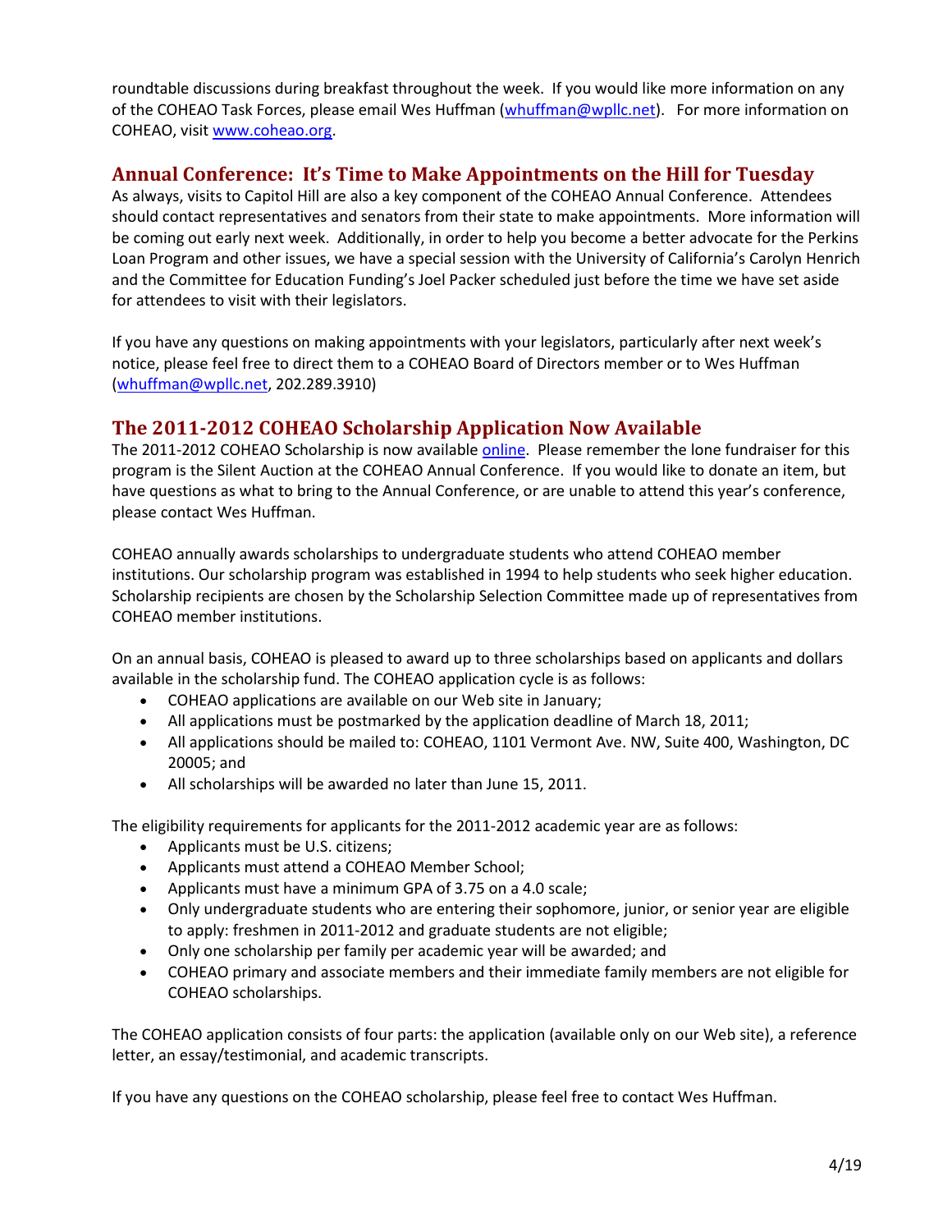roundtable discussions during breakfast throughout the week. If you would like more information on any of the COHEAO Task Forces, please email Wes Huffman (whuffman@wpllc.net). For more information on COHEAO, visit www.coheao.org.

## Annual Conference: It's Time to Make Appointments on the Hill for Tuesday

As always, visits to Capitol Hill are also a key component of the COHEAO Annual Conference. Attendees should contact representatives and senators from their state to make appointments. More information will be coming out early next week. Additionally, in order to help you become a better advocate for the Perkins Loan Program and other issues, we have a special session with the University of California's Carolyn Henrich and the Committee for Education Funding's Joel Packer scheduled just before the time we have set aside for attendees to visit with their legislators.

If you have any questions on making appointments with your legislators, particularly after next week's notice, please feel free to direct them to a COHEAO Board of Directors member or to Wes Huffman (whuffman@wpllc.net, 202.289.3910)

## The 2011-2012 COHEAO Scholarship Application Now Available

The 2011-2012 COHEAO Scholarship is now available online. Please remember the lone fundraiser for this program is the Silent Auction at the COHEAO Annual Conference. If you would like to donate an item, but have questions as what to bring to the Annual Conference, or are unable to attend this year's conference, please contact Wes Huffman.

COHEAO annually awards scholarships to undergraduate students who attend COHEAO member institutions. Our scholarship program was established in 1994 to help students who seek higher education. Scholarship recipients are chosen by the Scholarship Selection Committee made up of representatives from COHEAO member institutions.

On an annual basis, COHEAO is pleased to award up to three scholarships based on applicants and dollars available in the scholarship fund. The COHEAO application cycle is as follows:

- COHEAO applications are available on our Web site in January;
- All applications must be postmarked by the application deadline of March 18, 2011;
- All applications should be mailed to: COHEAO, 1101 Vermont Ave. NW, Suite 400, Washington, DC 20005; and
- All scholarships will be awarded no later than June 15, 2011.

The eligibility requirements for applicants for the 2011-2012 academic year are as follows:

- Applicants must be U.S. citizens;
- Applicants must attend a COHEAO Member School;
- Applicants must have a minimum GPA of 3.75 on a 4.0 scale;
- Only undergraduate students who are entering their sophomore, junior, or senior year are eligible to apply: freshmen in 2011-2012 and graduate students are not eligible;
- Only one scholarship per family per academic year will be awarded; and
- COHEAO primary and associate members and their immediate family members are not eligible for COHEAO scholarships.

The COHEAO application consists of four parts: the application (available only on our Web site), a reference letter, an essay/testimonial, and academic transcripts.

If you have any questions on the COHEAO scholarship, please feel free to contact Wes Huffman.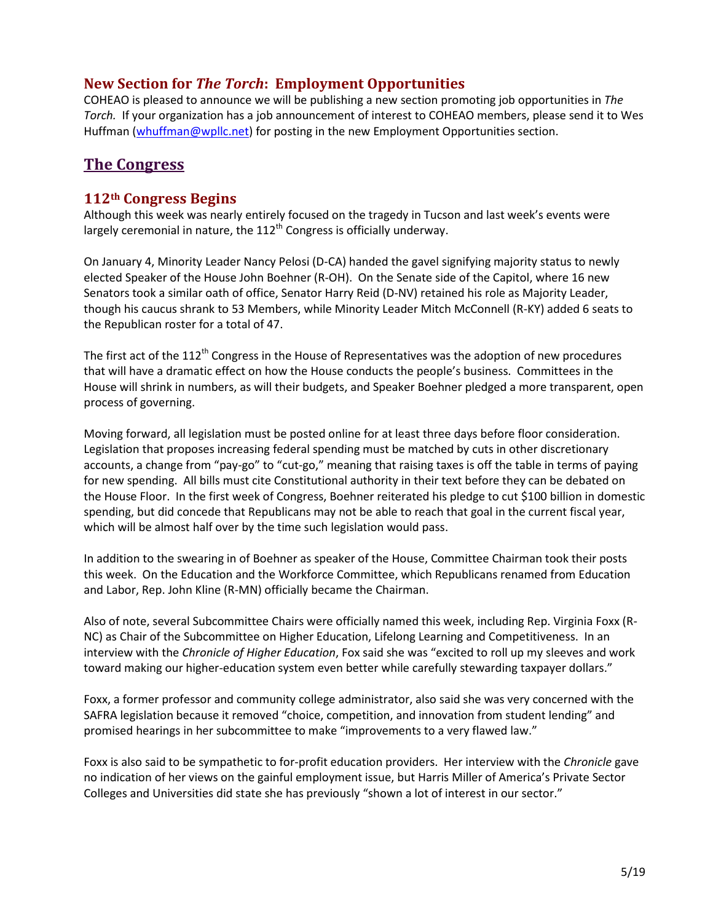## New Section for *The Torch*: Employment Opportunities

COHEAO is pleased to announce we will be publishing a new section promoting job opportunities in *The Torch.* If your organization has a job announcement of interest to COHEAO members, please send it to Wes Huffman (whuffman@wpllc.net) for posting in the new Employment Opportunities section.

# The Congress

## 112th Congress Begins

Although this week was nearly entirely focused on the tragedy in Tucson and last week's events were largely ceremonial in nature, the 112th Congress is officially underway.

On January 4, Minority Leader Nancy Pelosi (D-CA) handed the gavel signifying majority status to newly elected Speaker of the House John Boehner (R-OH). On the Senate side of the Capitol, where 16 new Senators took a similar oath of office, Senator Harry Reid (D-NV) retained his role as Majority Leader, though his caucus shrank to 53 Members, while Minority Leader Mitch McConnell (R-KY) added 6 seats to the Republican roster for a total of 47.

The first act of the 112th Congress in the House of Representatives was the adoption of new procedures that will have a dramatic effect on how the House conducts the people's business. Committees in the House will shrink in numbers, as will their budgets, and Speaker Boehner pledged a more transparent, open process of governing.

Moving forward, all legislation must be posted online for at least three days before floor consideration. Legislation that proposes increasing federal spending must be matched by cuts in other discretionary accounts, a change from "pay-go" to "cut-go," meaning that raising taxes is off the table in terms of paying for new spending. All bills must cite Constitutional authority in their text before they can be debated on the House Floor. In the first week of Congress, Boehner reiterated his pledge to cut $100 billion in domestic spending, but did concede that Republicans may not be able to reach that goal in the current fiscal year, which will be almost half over by the time such legislation would pass.

In addition to the swearing in of Boehner as speaker of the House, Committee Chairman took their posts this week. On the Education and the Workforce Committee, which Republicans renamed from Education and Labor, Rep. John Kline (R-MN) officially became the Chairman.

Also of note, several Subcommittee Chairs were officially named this week, including Rep. Virginia Foxx (R-NC) as Chair of the Subcommittee on Higher Education, Lifelong Learning and Competitiveness. In an interview with the *Chronicle of Higher Education*, Fox said she was "excited to roll up my sleeves and work toward making our higher-education system even better while carefully stewarding taxpayer dollars."

Foxx, a former professor and community college administrator, also said she was very concerned with the SAFRA legislation because it removed "choice, competition, and innovation from student lending" and promised hearings in her subcommittee to make "improvements to a very flawed law."

Foxx is also said to be sympathetic to for-profit education providers. Her interview with the *Chronicle* gave no indication of her views on the gainful employment issue, but Harris Miller of America's Private Sector Colleges and Universities did state she has previously "shown a lot of interest in our sector."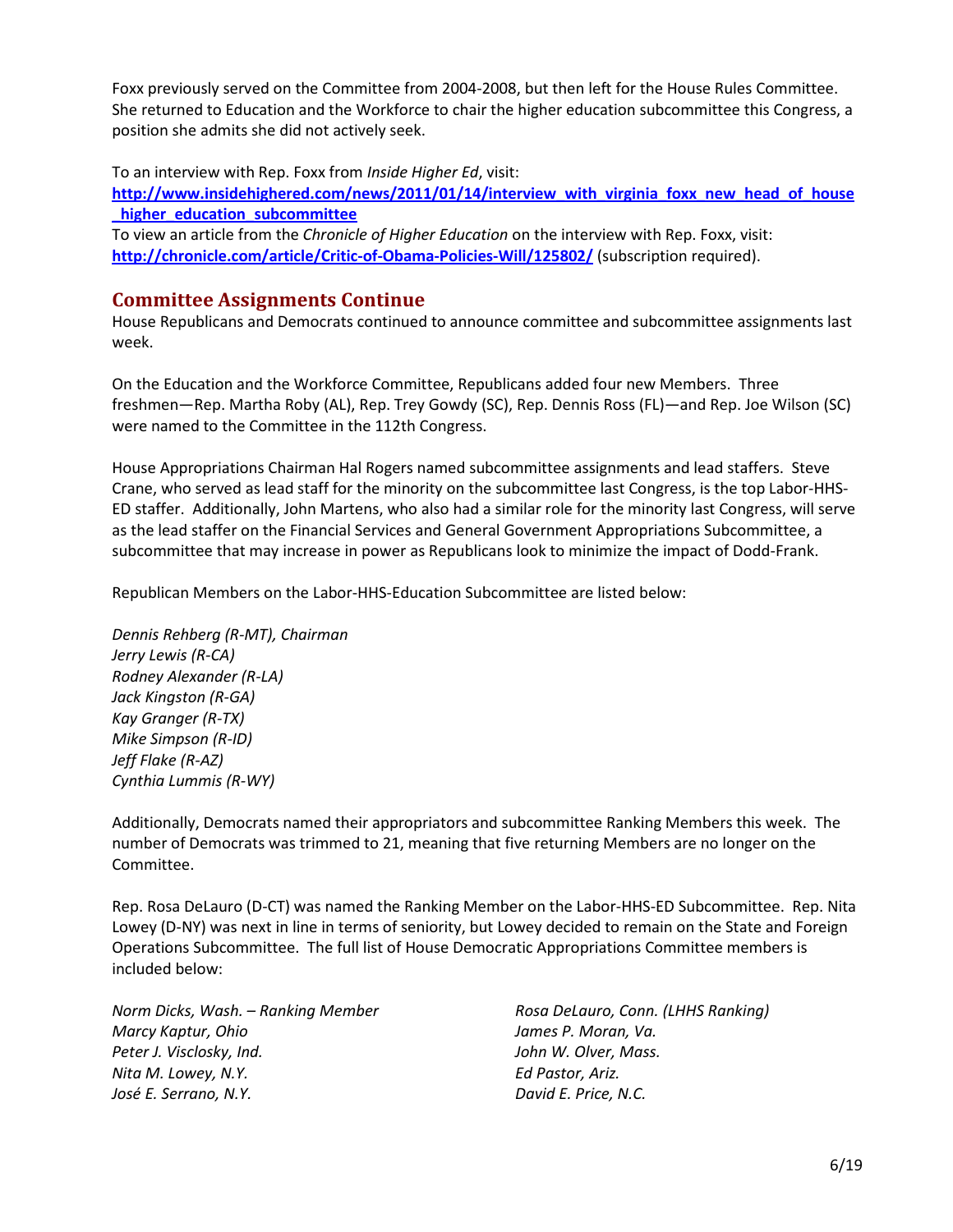Foxx previously served on the Committee from 2004-2008, but then left for the House Rules Committee. She returned to Education and the Workforce to chair the higher education subcommittee this Congress, a position she admits she did not actively seek.

To an interview with Rep. Foxx from *Inside Higher Ed*, visit:
**http://www.insidehighered.com/news/2011/01/14/interview_with_virginia_foxx_new_head_of_house_higher_education_subcommittee**
To view an article from the *Chronicle of Higher Education* on the interview with Rep. Foxx, visit: **http://chronicle.com/article/Critic-of-Obama-Policies-Will/125802/** (subscription required).

## Committee Assignments Continue

House Republicans and Democrats continued to announce committee and subcommittee assignments last week.

On the Education and the Workforce Committee, Republicans added four new Members. Three freshmen—Rep. Martha Roby (AL), Rep. Trey Gowdy (SC), Rep. Dennis Ross (FL)—and Rep. Joe Wilson (SC) were named to the Committee in the 112th Congress.

House Appropriations Chairman Hal Rogers named subcommittee assignments and lead staffers. Steve Crane, who served as lead staff for the minority on the subcommittee last Congress, is the top Labor-HHS-ED staffer. Additionally, John Martens, who also had a similar role for the minority last Congress, will serve as the lead staffer on the Financial Services and General Government Appropriations Subcommittee, a subcommittee that may increase in power as Republicans look to minimize the impact of Dodd-Frank.

Republican Members on the Labor-HHS-Education Subcommittee are listed below:

*Dennis Rehberg (R-MT), Chairman*
*Jerry Lewis (R-CA)*
*Rodney Alexander (R-LA)*
*Jack Kingston (R-GA)*
*Kay Granger (R-TX)*
*Mike Simpson (R-ID)*
*Jeff Flake (R-AZ)*
*Cynthia Lummis (R-WY)*

Additionally, Democrats named their appropriators and subcommittee Ranking Members this week. The number of Democrats was trimmed to 21, meaning that five returning Members are no longer on the Committee.

Rep. Rosa DeLauro (D-CT) was named the Ranking Member on the Labor-HHS-ED Subcommittee. Rep. Nita Lowey (D-NY) was next in line in terms of seniority, but Lowey decided to remain on the State and Foreign Operations Subcommittee. The full list of House Democratic Appropriations Committee members is included below:

*Norm Dicks, Wash. – Ranking Member*
*Marcy Kaptur, Ohio*
*Peter J. Visclosky, Ind.*
*Nita M. Lowey, N.Y.*
*José E. Serrano, N.Y.*
*Rosa DeLauro, Conn. (LHHS Ranking)*
*James P. Moran, Va.*
*John W. Olver, Mass.*
*Ed Pastor, Ariz.*
*David E. Price, N.C.*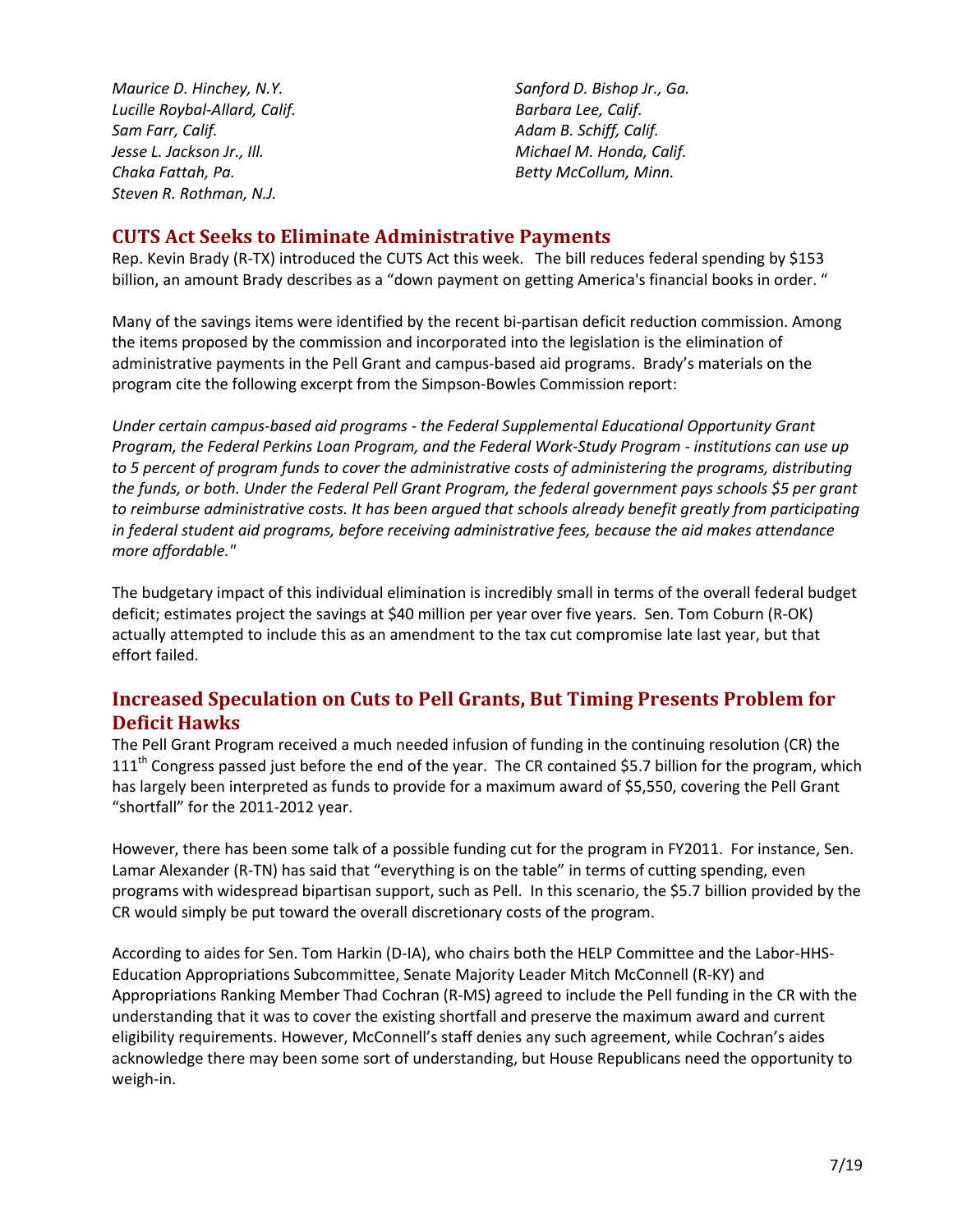*Maurice D. Hinchey, N.Y.*
*Lucille Roybal-Allard, Calif.*
*Sam Farr, Calif.*
*Jesse L. Jackson Jr., Ill.*
*Chaka Fattah, Pa.*
*Steven R. Rothman, N.J.*
*Sanford D. Bishop Jr., Ga.*
*Barbara Lee, Calif.*
*Adam B. Schiff, Calif.*
*Michael M. Honda, Calif.*
*Betty McCollum, Minn.*

## CUTS Act Seeks to Eliminate Administrative Payments

Rep. Kevin Brady (R-TX) introduced the CUTS Act this week. The bill reduces federal spending by $153 billion, an amount Brady describes as a "down payment on getting America's financial books in order. "

Many of the savings items were identified by the recent bi-partisan deficit reduction commission. Among the items proposed by the commission and incorporated into the legislation is the elimination of administrative payments in the Pell Grant and campus-based aid programs. Brady's materials on the program cite the following excerpt from the Simpson-Bowles Commission report:

*Under certain campus-based aid programs - the Federal Supplemental Educational Opportunity Grant Program, the Federal Perkins Loan Program, and the Federal Work-Study Program - institutions can use up to 5 percent of program funds to cover the administrative costs of administering the programs, distributing the funds, or both. Under the Federal Pell Grant Program, the federal government pays schools $5 per grant to reimburse administrative costs. It has been argued that schools already benefit greatly from participating in federal student aid programs, before receiving administrative fees, because the aid makes attendance more affordable."*

The budgetary impact of this individual elimination is incredibly small in terms of the overall federal budget deficit; estimates project the savings at $40 million per year over five years. Sen. Tom Coburn (R-OK) actually attempted to include this as an amendment to the tax cut compromise late last year, but that effort failed.

## Increased Speculation on Cuts to Pell Grants, But Timing Presents Problem for Deficit Hawks

The Pell Grant Program received a much needed infusion of funding in the continuing resolution (CR) the 111th Congress passed just before the end of the year. The CR contained $5.7 billion for the program, which has largely been interpreted as funds to provide for a maximum award of $5,550, covering the Pell Grant "shortfall" for the 2011-2012 year.

However, there has been some talk of a possible funding cut for the program in FY2011. For instance, Sen. Lamar Alexander (R-TN) has said that "everything is on the table" in terms of cutting spending, even programs with widespread bipartisan support, such as Pell. In this scenario, the $5.7 billion provided by the CR would simply be put toward the overall discretionary costs of the program.

According to aides for Sen. Tom Harkin (D-IA), who chairs both the HELP Committee and the Labor-HHS-Education Appropriations Subcommittee, Senate Majority Leader Mitch McConnell (R-KY) and Appropriations Ranking Member Thad Cochran (R-MS) agreed to include the Pell funding in the CR with the understanding that it was to cover the existing shortfall and preserve the maximum award and current eligibility requirements. However, McConnell's staff denies any such agreement, while Cochran's aides acknowledge there may been some sort of understanding, but House Republicans need the opportunity to weigh-in.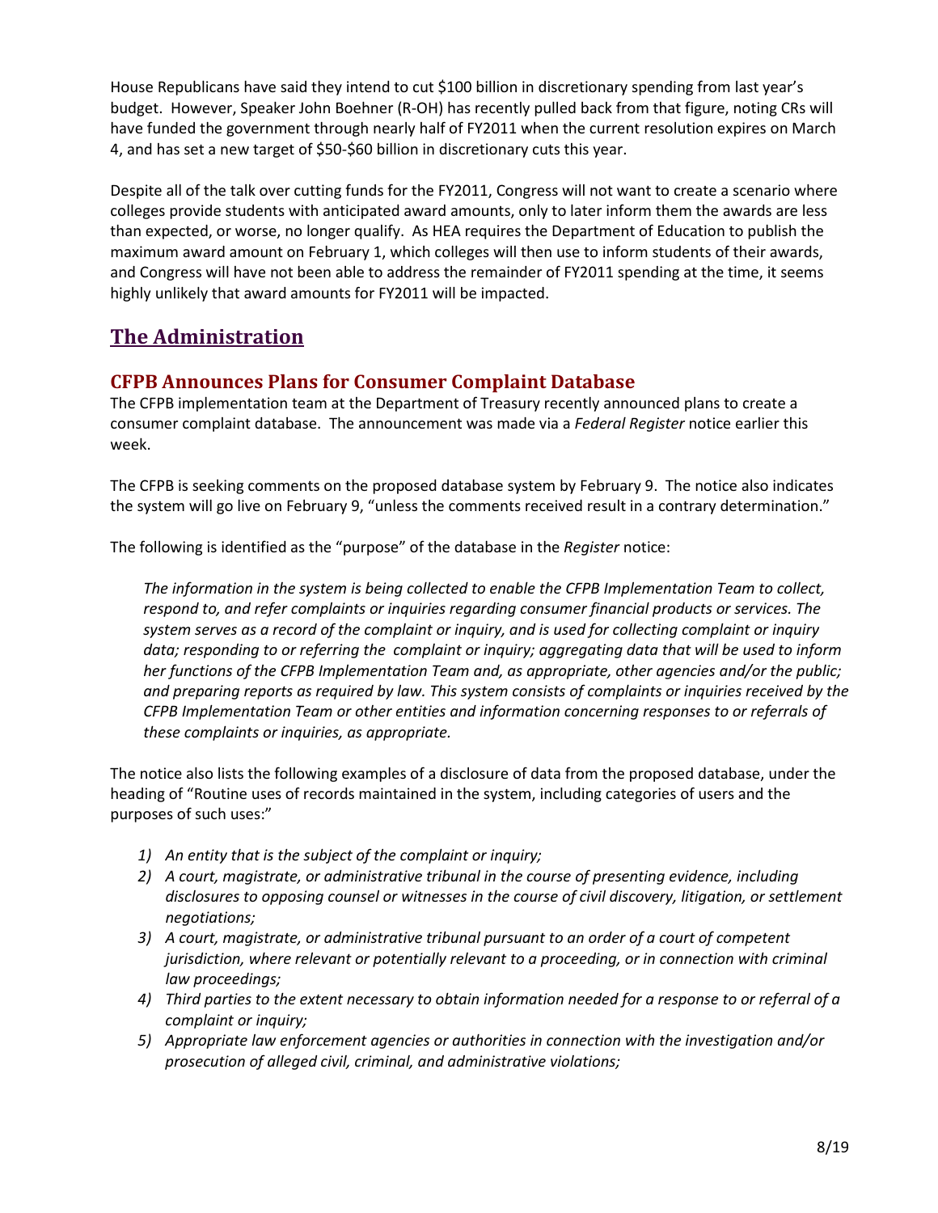House Republicans have said they intend to cut $100 billion in discretionary spending from last year's budget. However, Speaker John Boehner (R-OH) has recently pulled back from that figure, noting CRs will have funded the government through nearly half of FY2011 when the current resolution expires on March 4, and has set a new target of $50-$60 billion in discretionary cuts this year.

Despite all of the talk over cutting funds for the FY2011, Congress will not want to create a scenario where colleges provide students with anticipated award amounts, only to later inform them the awards are less than expected, or worse, no longer qualify. As HEA requires the Department of Education to publish the maximum award amount on February 1, which colleges will then use to inform students of their awards, and Congress will have not been able to address the remainder of FY2011 spending at the time, it seems highly unlikely that award amounts for FY2011 will be impacted.

## The Administration

### CFPB Announces Plans for Consumer Complaint Database

The CFPB implementation team at the Department of Treasury recently announced plans to create a consumer complaint database. The announcement was made via a *Federal Register* notice earlier this week.

The CFPB is seeking comments on the proposed database system by February 9. The notice also indicates the system will go live on February 9, "unless the comments received result in a contrary determination."

The following is identified as the "purpose" of the database in the *Register* notice:

> *The information in the system is being collected to enable the CFPB Implementation Team to collect, respond to, and refer complaints or inquiries regarding consumer financial products or services. The system serves as a record of the complaint or inquiry, and is used for collecting complaint or inquiry data; responding to or referring the complaint or inquiry; aggregating data that will be used to inform her functions of the CFPB Implementation Team and, as appropriate, other agencies and/or the public; and preparing reports as required by law. This system consists of complaints or inquiries received by the CFPB Implementation Team or other entities and information concerning responses to or referrals of these complaints or inquiries, as appropriate.*

The notice also lists the following examples of a disclosure of data from the proposed database, under the heading of "Routine uses of records maintained in the system, including categories of users and the purposes of such uses:"

1) *An entity that is the subject of the complaint or inquiry;*
2) *A court, magistrate, or administrative tribunal in the course of presenting evidence, including disclosures to opposing counsel or witnesses in the course of civil discovery, litigation, or settlement negotiations;*
3) *A court, magistrate, or administrative tribunal pursuant to an order of a court of competent jurisdiction, where relevant or potentially relevant to a proceeding, or in connection with criminal law proceedings;*
4) *Third parties to the extent necessary to obtain information needed for a response to or referral of a complaint or inquiry;*
5) *Appropriate law enforcement agencies or authorities in connection with the investigation and/or prosecution of alleged civil, criminal, and administrative violations;*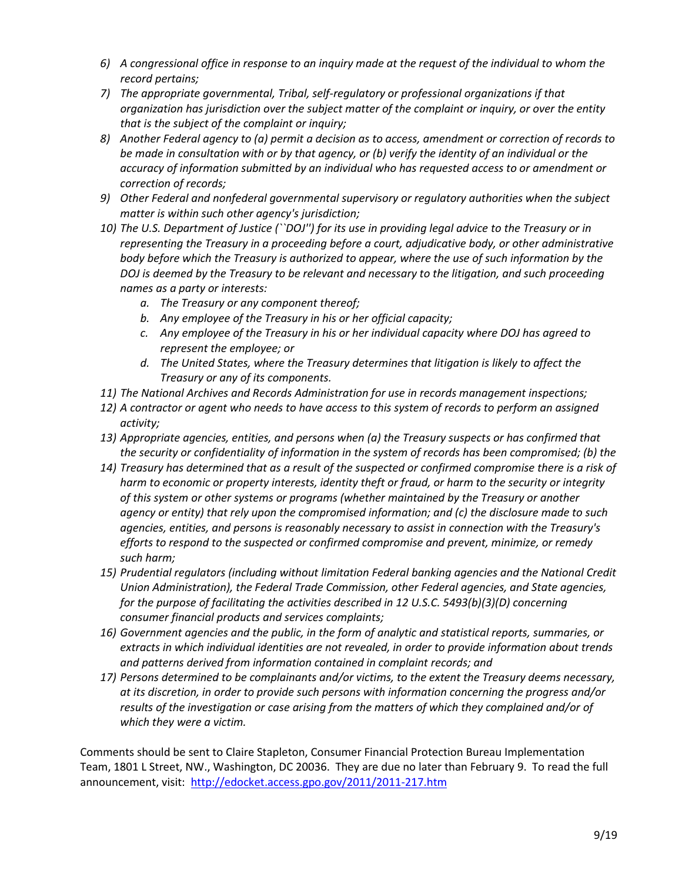6) *A congressional office in response to an inquiry made at the request of the individual to whom the record pertains;*
7) *The appropriate governmental, Tribal, self-regulatory or professional organizations if that organization has jurisdiction over the subject matter of the complaint or inquiry, or over the entity that is the subject of the complaint or inquiry;*
8) *Another Federal agency to (a) permit a decision as to access, amendment or correction of records to be made in consultation with or by that agency, or (b) verify the identity of an individual or the accuracy of information submitted by an individual who has requested access to or amendment or correction of records;*
9) *Other Federal and nonfederal governmental supervisory or regulatory authorities when the subject matter is within such other agency's jurisdiction;*
10) *The U.S. Department of Justice (``DOJ'') for its use in providing legal advice to the Treasury or in representing the Treasury in a proceeding before a court, adjudicative body, or other administrative body before which the Treasury is authorized to appear, where the use of such information by the DOJ is deemed by the Treasury to be relevant and necessary to the litigation, and such proceeding names as a party or interests:*
    a. *The Treasury or any component thereof;*
    b. *Any employee of the Treasury in his or her official capacity;*
    c. *Any employee of the Treasury in his or her individual capacity where DOJ has agreed to represent the employee; or*
    d. *The United States, where the Treasury determines that litigation is likely to affect the Treasury or any of its components.*
11) *The National Archives and Records Administration for use in records management inspections;*
12) *A contractor or agent who needs to have access to this system of records to perform an assigned activity;*
13) *Appropriate agencies, entities, and persons when (a) the Treasury suspects or has confirmed that the security or confidentiality of information in the system of records has been compromised; (b) the*
14) *Treasury has determined that as a result of the suspected or confirmed compromise there is a risk of harm to economic or property interests, identity theft or fraud, or harm to the security or integrity of this system or other systems or programs (whether maintained by the Treasury or another agency or entity) that rely upon the compromised information; and (c) the disclosure made to such agencies, entities, and persons is reasonably necessary to assist in connection with the Treasury's efforts to respond to the suspected or confirmed compromise and prevent, minimize, or remedy such harm;*
15) *Prudential regulators (including without limitation Federal banking agencies and the National Credit Union Administration), the Federal Trade Commission, other Federal agencies, and State agencies, for the purpose of facilitating the activities described in 12 U.S.C. 5493(b)(3)(D) concerning consumer financial products and services complaints;*
16) *Government agencies and the public, in the form of analytic and statistical reports, summaries, or extracts in which individual identities are not revealed, in order to provide information about trends and patterns derived from information contained in complaint records; and*
17) *Persons determined to be complainants and/or victims, to the extent the Treasury deems necessary, at its discretion, in order to provide such persons with information concerning the progress and/or results of the investigation or case arising from the matters of which they complained and/or of which they were a victim.*

Comments should be sent to Claire Stapleton, Consumer Financial Protection Bureau Implementation Team, 1801 L Street, NW., Washington, DC 20036. They are due no later than February 9. To read the full announcement, visit: [http://edocket.access.gpo.gov/2011/2011-217.htm](http://edocket.access.gpo.gov/2011/2011-217.htm)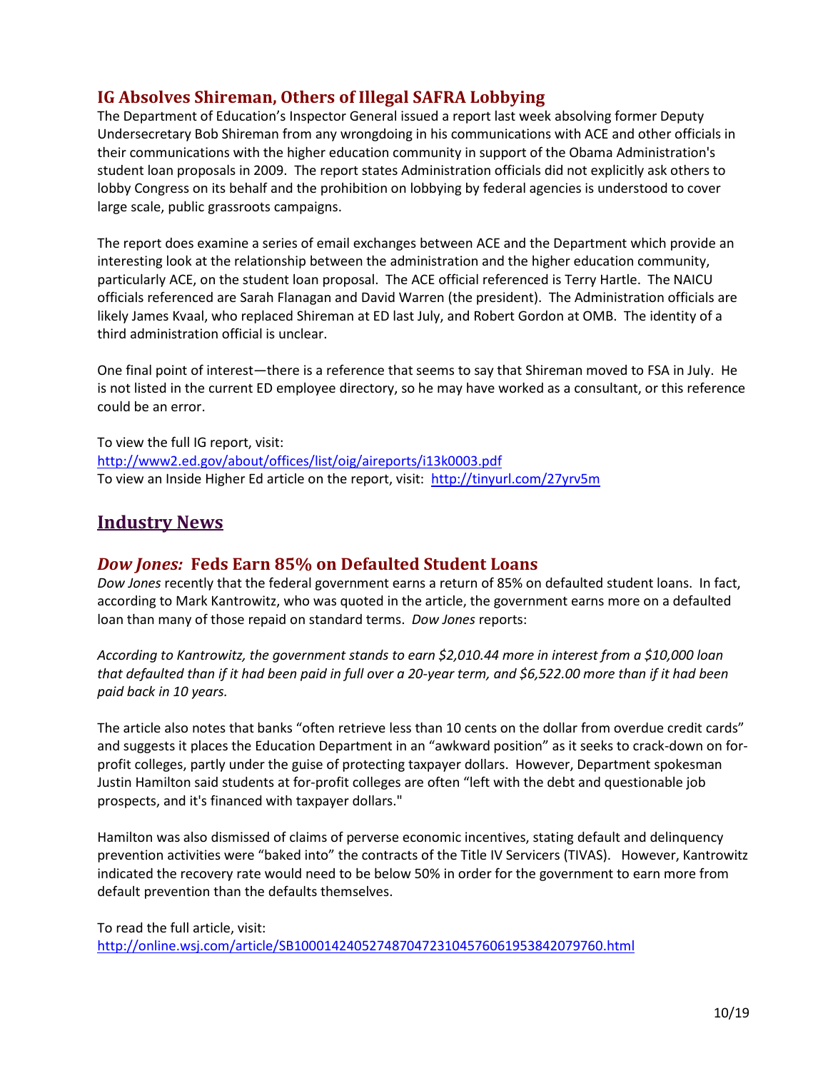## IG Absolves Shireman, Others of Illegal SAFRA Lobbying

The Department of Education's Inspector General issued a report last week absolving former Deputy Undersecretary Bob Shireman from any wrongdoing in his communications with ACE and other officials in their communications with the higher education community in support of the Obama Administration's student loan proposals in 2009. The report states Administration officials did not explicitly ask others to lobby Congress on its behalf and the prohibition on lobbying by federal agencies is understood to cover large scale, public grassroots campaigns.

The report does examine a series of email exchanges between ACE and the Department which provide an interesting look at the relationship between the administration and the higher education community, particularly ACE, on the student loan proposal. The ACE official referenced is Terry Hartle. The NAICU officials referenced are Sarah Flanagan and David Warren (the president). The Administration officials are likely James Kvaal, who replaced Shireman at ED last July, and Robert Gordon at OMB. The identity of a third administration official is unclear.

One final point of interest—there is a reference that seems to say that Shireman moved to FSA in July. He is not listed in the current ED employee directory, so he may have worked as a consultant, or this reference could be an error.

To view the full IG report, visit:
http://www2.ed.gov/about/offices/list/oig/aireports/i13k0003.pdf
To view an Inside Higher Ed article on the report, visit: http://tinyurl.com/27yrv5m

# Industry News

## *Dow Jones:* Feds Earn 85% on Defaulted Student Loans

*Dow Jones* recently that the federal government earns a return of 85% on defaulted student loans. In fact, according to Mark Kantrowitz, who was quoted in the article, the government earns more on a defaulted loan than many of those repaid on standard terms. *Dow Jones* reports:

*According to Kantrowitz, the government stands to earn $2,010.44 more in interest from a $10,000 loan that defaulted than if it had been paid in full over a 20-year term, and $6,522.00 more than if it had been paid back in 10 years.*

The article also notes that banks "often retrieve less than 10 cents on the dollar from overdue credit cards" and suggests it places the Education Department in an "awkward position" as it seeks to crack-down on for-profit colleges, partly under the guise of protecting taxpayer dollars. However, Department spokesman Justin Hamilton said students at for-profit colleges are often "left with the debt and questionable job prospects, and it's financed with taxpayer dollars."

Hamilton was also dismissed of claims of perverse economic incentives, stating default and delinquency prevention activities were "baked into" the contracts of the Title IV Servicers (TIVAS). However, Kantrowitz indicated the recovery rate would need to be below 50% in order for the government to earn more from default prevention than the defaults themselves.

To read the full article, visit:
http://online.wsj.com/article/SB10001424052748704723104576061953842079760.html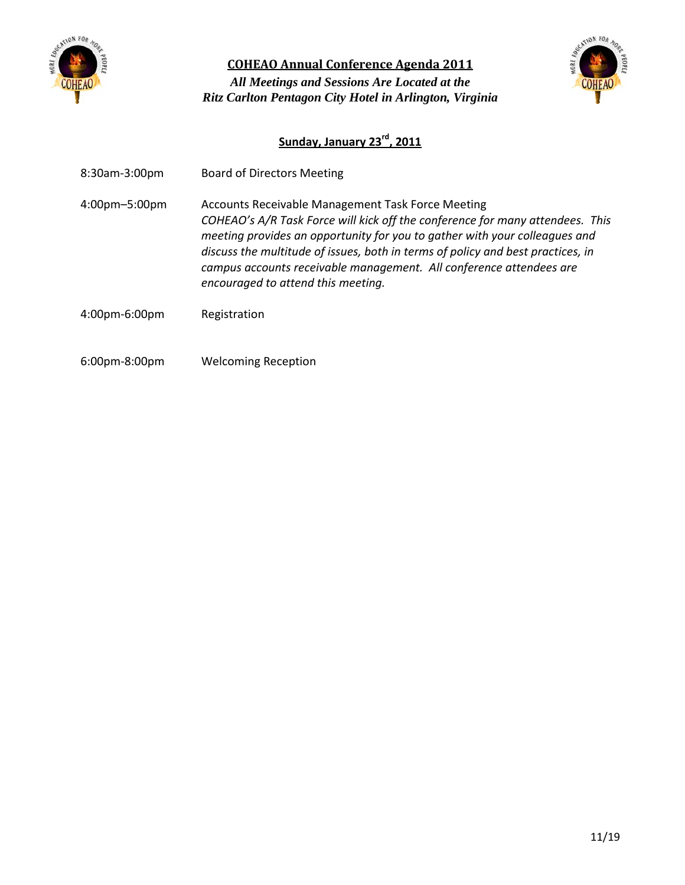# COHEAO Annual Conference Agenda 2011

***All Meetings and Sessions Are Located at the Ritz Carlton Pentagon City Hotel in Arlington, Virginia***

## Sunday, January 23rd, 2011

8:30am-3:00pm Board of Directors Meeting

4:00pm–5:00pm Accounts Receivable Management Task Force Meeting

*COHEAO's A/R Task Force will kick off the conference for many attendees. This meeting provides an opportunity for you to gather with your colleagues and discuss the multitude of issues, both in terms of policy and best practices, in campus accounts receivable management. All conference attendees are encouraged to attend this meeting.*

4:00pm-6:00pm Registration

6:00pm-8:00pm Welcoming Reception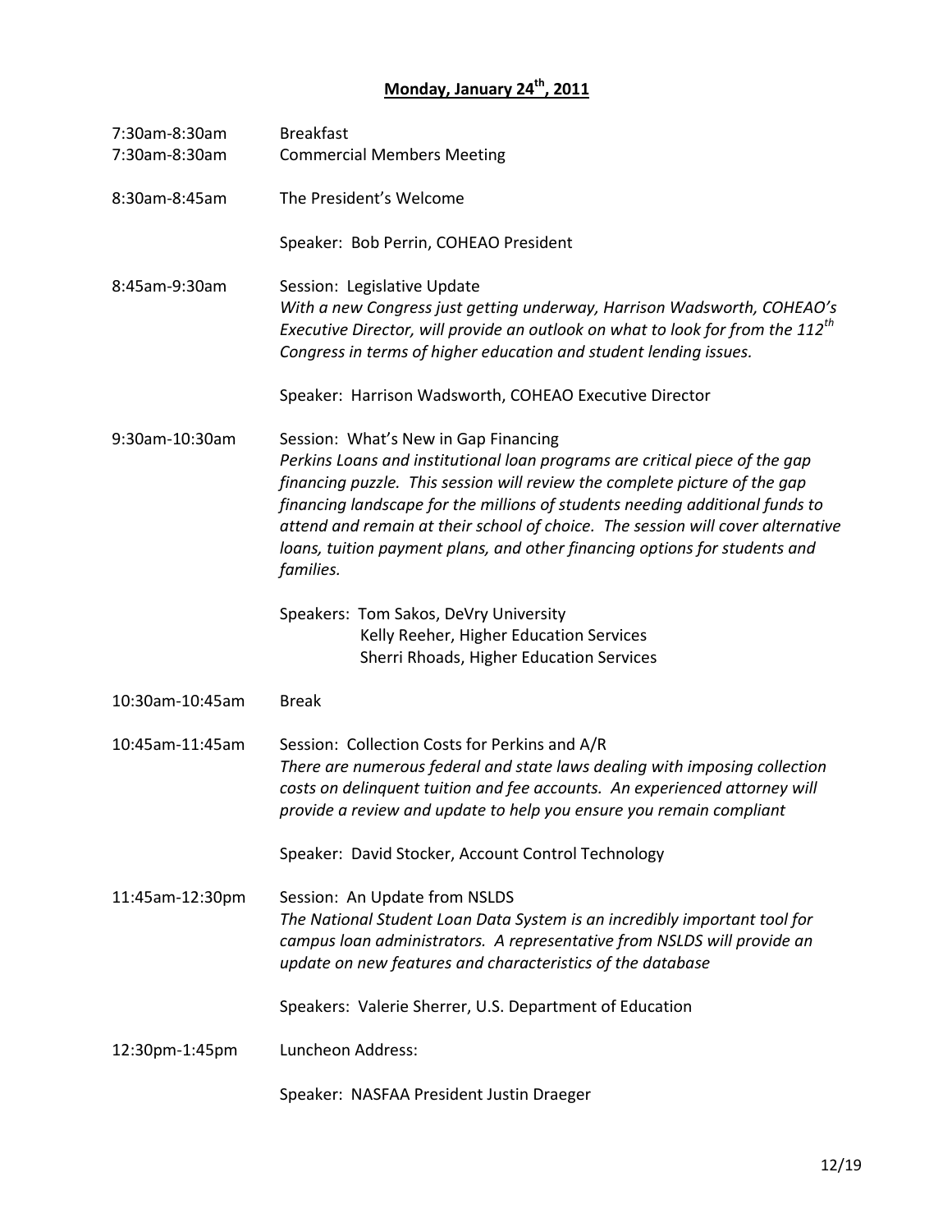## **Monday, January 24th, 2011**

7:30am-8:30am Breakfast

7:30am-8:30am Commercial Members Meeting

8:30am-8:45am The President's Welcome

Speaker: Bob Perrin, COHEAO President

8:45am-9:30am Session: Legislative Update

*With a new Congress just getting underway, Harrison Wadsworth, COHEAO's Executive Director, will provide an outlook on what to look for from the 112th Congress in terms of higher education and student lending issues.*

Speaker: Harrison Wadsworth, COHEAO Executive Director

9:30am-10:30am Session: What's New in Gap Financing

*Perkins Loans and institutional loan programs are critical piece of the gap financing puzzle. This session will review the complete picture of the gap financing landscape for the millions of students needing additional funds to attend and remain at their school of choice. The session will cover alternative loans, tuition payment plans, and other financing options for students and families.*

Speakers: Tom Sakos, DeVry University
Kelly Reeher, Higher Education Services
Sherri Rhoads, Higher Education Services

10:30am-10:45am Break

10:45am-11:45am Session: Collection Costs for Perkins and A/R

*There are numerous federal and state laws dealing with imposing collection costs on delinquent tuition and fee accounts. An experienced attorney will provide a review and update to help you ensure you remain compliant*

Speaker: David Stocker, Account Control Technology

11:45am-12:30pm Session: An Update from NSLDS

*The National Student Loan Data System is an incredibly important tool for campus loan administrators. A representative from NSLDS will provide an update on new features and characteristics of the database*

Speakers: Valerie Sherrer, U.S. Department of Education

12:30pm-1:45pm Luncheon Address:

Speaker: NASFAA President Justin Draeger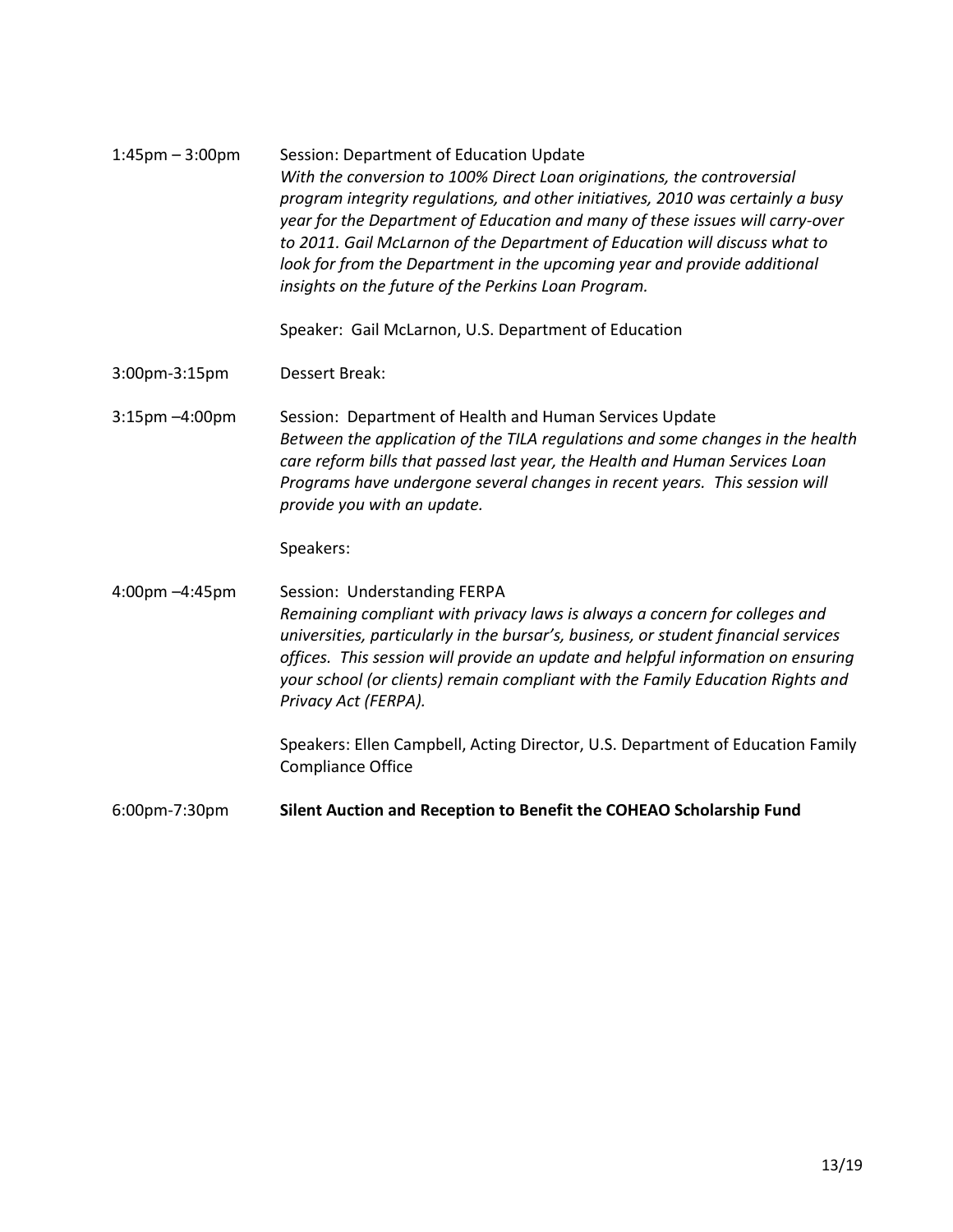1:45pm – 3:00pm Session: Department of Education Update

*With the conversion to 100% Direct Loan originations, the controversial program integrity regulations, and other initiatives, 2010 was certainly a busy year for the Department of Education and many of these issues will carry-over to 2011. Gail McLarnon of the Department of Education will discuss what to look for from the Department in the upcoming year and provide additional insights on the future of the Perkins Loan Program.*

Speaker: Gail McLarnon, U.S. Department of Education

3:00pm-3:15pm Dessert Break:

3:15pm –4:00pm Session: Department of Health and Human Services Update

*Between the application of the TILA regulations and some changes in the health care reform bills that passed last year, the Health and Human Services Loan Programs have undergone several changes in recent years. This session will provide you with an update.*

Speakers:

4:00pm –4:45pm Session: Understanding FERPA

*Remaining compliant with privacy laws is always a concern for colleges and universities, particularly in the bursar's, business, or student financial services offices. This session will provide an update and helpful information on ensuring your school (or clients) remain compliant with the Family Education Rights and Privacy Act (FERPA).*

Speakers: Ellen Campbell, Acting Director, U.S. Department of Education Family Compliance Office

6:00pm-7:30pm **Silent Auction and Reception to Benefit the COHEAO Scholarship Fund**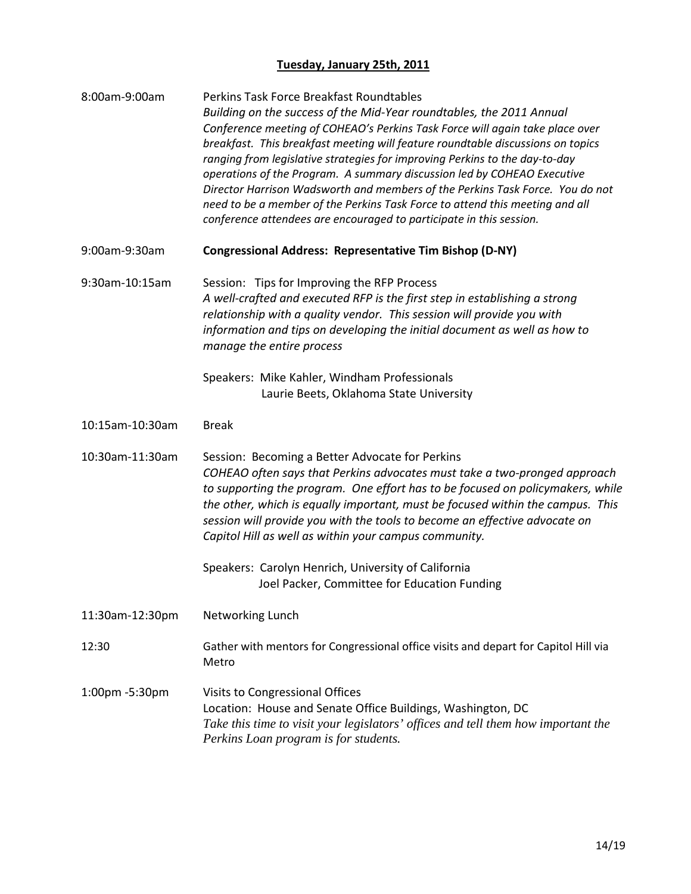## **Tuesday, January 25th, 2011**

8:00am-9:00am Perkins Task Force Breakfast Roundtables

*Building on the success of the Mid-Year roundtables, the 2011 Annual Conference meeting of COHEAO's Perkins Task Force will again take place over breakfast. This breakfast meeting will feature roundtable discussions on topics ranging from legislative strategies for improving Perkins to the day-to-day operations of the Program. A summary discussion led by COHEAO Executive Director Harrison Wadsworth and members of the Perkins Task Force. You do not need to be a member of the Perkins Task Force to attend this meeting and all conference attendees are encouraged to participate in this session.*

9:00am-9:30am **Congressional Address: Representative Tim Bishop (D-NY)**

9:30am-10:15am Session: Tips for Improving the RFP Process

*A well-crafted and executed RFP is the first step in establishing a strong relationship with a quality vendor. This session will provide you with information and tips on developing the initial document as well as how to manage the entire process*

Speakers: Mike Kahler, Windham Professionals
Laurie Beets, Oklahoma State University

10:15am-10:30am Break

10:30am-11:30am Session: Becoming a Better Advocate for Perkins

*COHEAO often says that Perkins advocates must take a two-pronged approach to supporting the program. One effort has to be focused on policymakers, while the other, which is equally important, must be focused within the campus. This session will provide you with the tools to become an effective advocate on Capitol Hill as well as within your campus community.*

Speakers: Carolyn Henrich, University of California
Joel Packer, Committee for Education Funding

11:30am-12:30pm Networking Lunch

12:30 Gather with mentors for Congressional office visits and depart for Capitol Hill via Metro

1:00pm -5:30pm Visits to Congressional Offices

Location: House and Senate Office Buildings, Washington, DC

*Take this time to visit your legislators' offices and tell them how important the Perkins Loan program is for students.*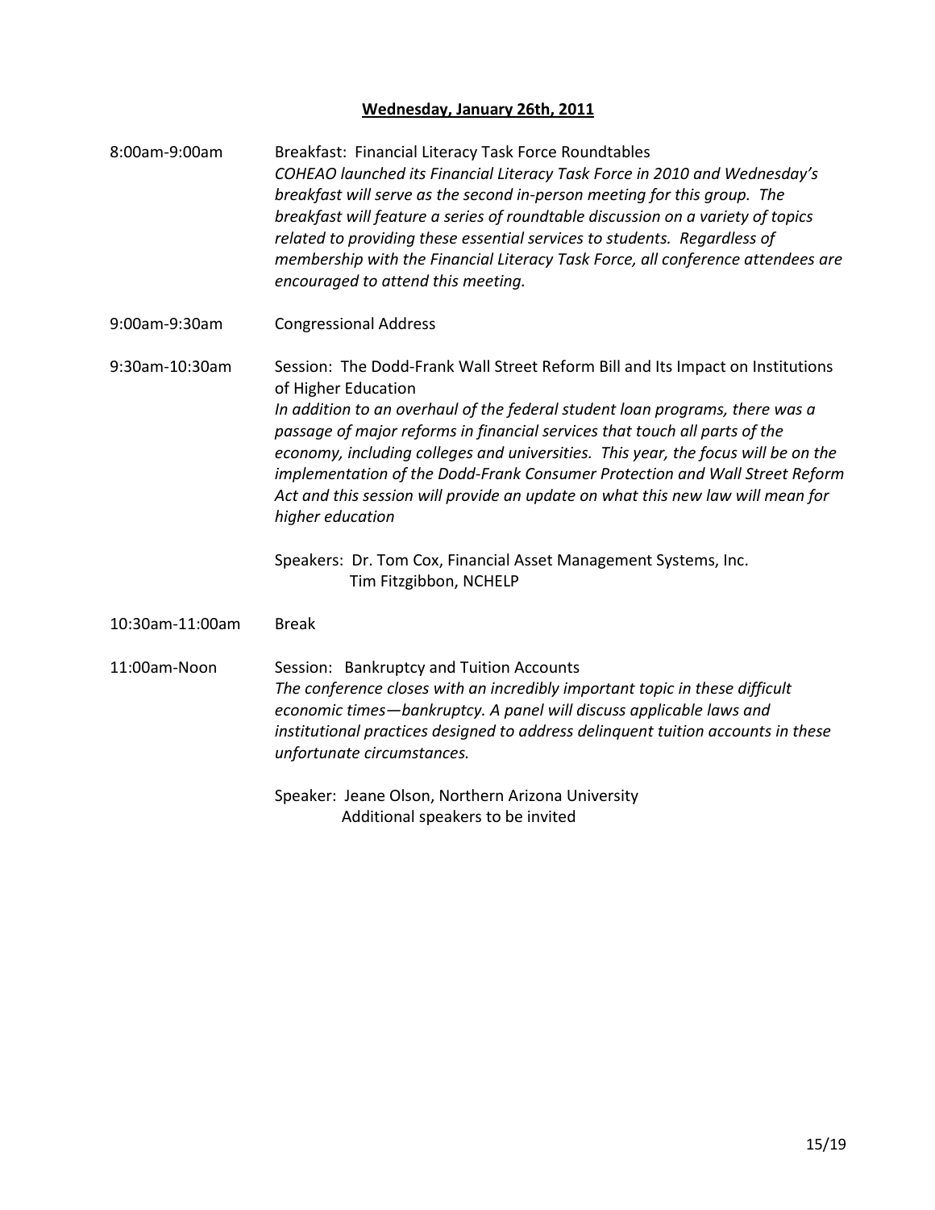## **Wednesday, January 26th, 2011**

8:00am-9:00am Breakfast: Financial Literacy Task Force Roundtables

*COHEAO launched its Financial Literacy Task Force in 2010 and Wednesday's breakfast will serve as the second in-person meeting for this group. The breakfast will feature a series of roundtable discussion on a variety of topics related to providing these essential services to students. Regardless of membership with the Financial Literacy Task Force, all conference attendees are encouraged to attend this meeting.*

9:00am-9:30am Congressional Address

9:30am-10:30am Session: The Dodd-Frank Wall Street Reform Bill and Its Impact on Institutions of Higher Education

*In addition to an overhaul of the federal student loan programs, there was a passage of major reforms in financial services that touch all parts of the economy, including colleges and universities. This year, the focus will be on the implementation of the Dodd-Frank Consumer Protection and Wall Street Reform Act and this session will provide an update on what this new law will mean for higher education*

Speakers: Dr. Tom Cox, Financial Asset Management Systems, Inc.
Tim Fitzgibbon, NCHELP

10:30am-11:00am Break

11:00am-Noon Session: Bankruptcy and Tuition Accounts

*The conference closes with an incredibly important topic in these difficult economic times—bankruptcy. A panel will discuss applicable laws and institutional practices designed to address delinquent tuition accounts in these unfortunate circumstances.*

Speaker: Jeane Olson, Northern Arizona University
Additional speakers to be invited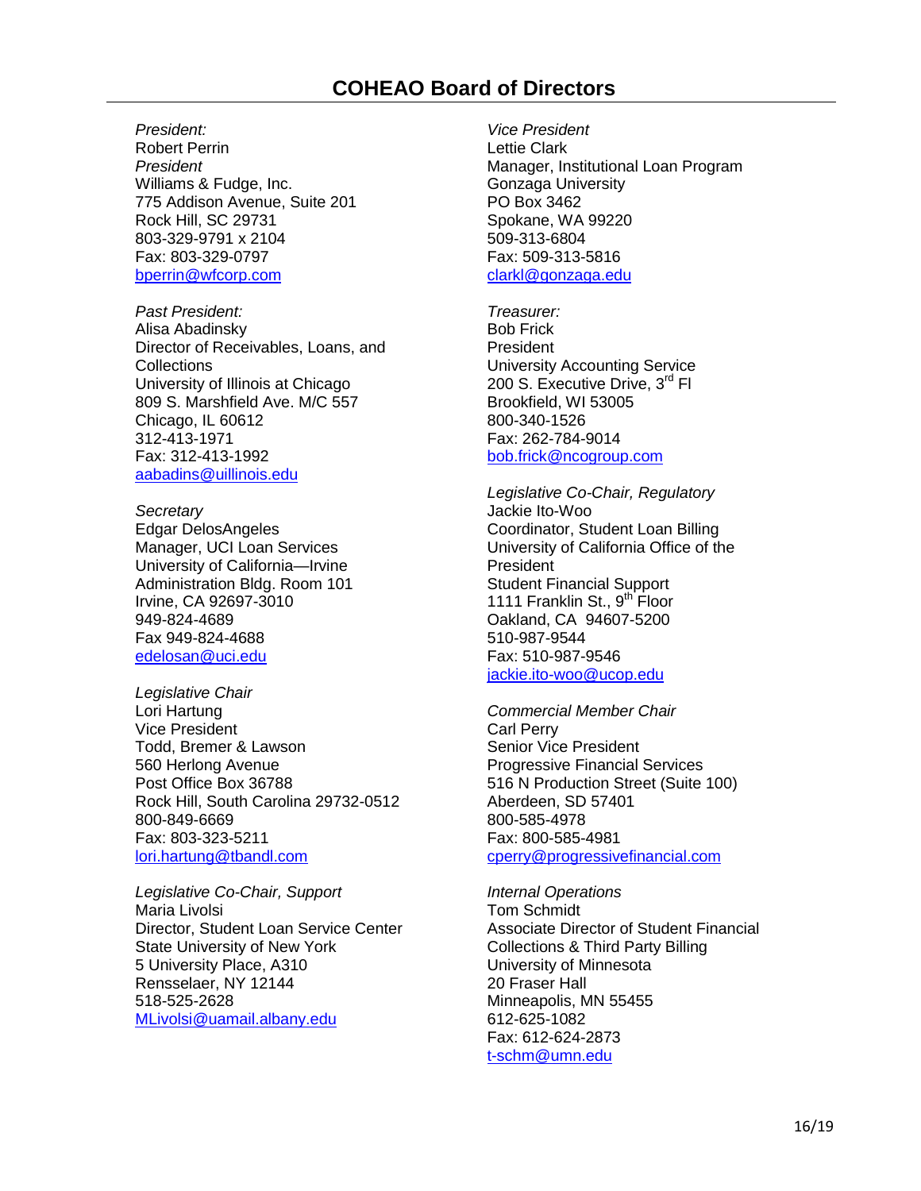# COHEAO Board of Directors

*President:*
Robert Perrin
*President*
Williams & Fudge, Inc.
775 Addison Avenue, Suite 201
Rock Hill, SC 29731
803-329-9791 x 2104
Fax: 803-329-0797
bperrin@wfcorp.com

*Past President:*
Alisa Abadinsky
Director of Receivables, Loans, and Collections
University of Illinois at Chicago
809 S. Marshfield Ave. M/C 557
Chicago, IL 60612
312-413-1971
Fax: 312-413-1992
aabadins@uillinois.edu

*Secretary*
Edgar DelosAngeles
Manager, UCI Loan Services
University of California—Irvine
Administration Bldg. Room 101
Irvine, CA 92697-3010
949-824-4689
Fax 949-824-4688
edelosan@uci.edu

*Legislative Chair*
Lori Hartung
Vice President
Todd, Bremer & Lawson
560 Herlong Avenue
Post Office Box 36788
Rock Hill, South Carolina 29732-0512
800-849-6669
Fax: 803-323-5211
lori.hartung@tbandl.com

*Legislative Co-Chair, Support*
Maria Livolsi
Director, Student Loan Service Center
State University of New York
5 University Place, A310
Rensselaer, NY 12144
518-525-2628
MLivolsi@uamail.albany.edu

*Vice President*
Lettie Clark
Manager, Institutional Loan Program
Gonzaga University
PO Box 3462
Spokane, WA 99220
509-313-6804
Fax: 509-313-5816
clarkl@gonzaga.edu

*Treasurer:*
Bob Frick
President
University Accounting Service
200 S. Executive Drive, 3rd Fl
Brookfield, WI 53005
800-340-1526
Fax: 262-784-9014
bob.frick@ncogroup.com

*Legislative Co-Chair, Regulatory*
Jackie Ito-Woo
Coordinator, Student Loan Billing
University of California Office of the President
Student Financial Support
1111 Franklin St., 9th Floor
Oakland, CA 94607-5200
510-987-9544
Fax: 510-987-9546
jackie.ito-woo@ucop.edu

*Commercial Member Chair*
Carl Perry
Senior Vice President
Progressive Financial Services
516 N Production Street (Suite 100)
Aberdeen, SD 57401
800-585-4978
Fax: 800-585-4981
cperry@progressivefinancial.com

*Internal Operations*
Tom Schmidt
Associate Director of Student Financial Collections & Third Party Billing
University of Minnesota
20 Fraser Hall
Minneapolis, MN 55455
612-625-1082
Fax: 612-624-2873
t-schm@umn.edu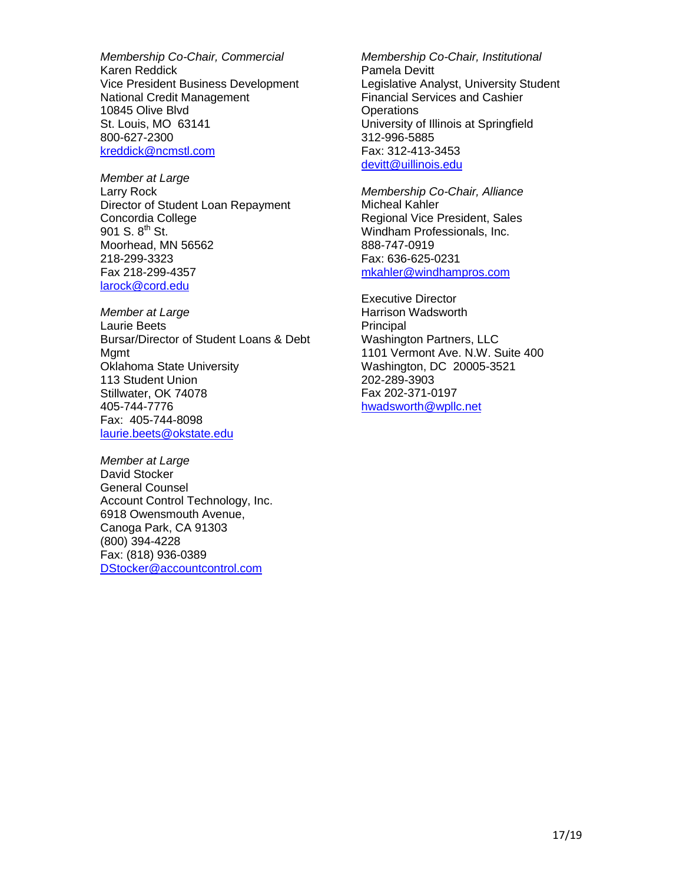*Membership Co-Chair, Commercial*
Karen Reddick
Vice President Business Development
National Credit Management
10845 Olive Blvd
St. Louis, MO 63141
800-627-2300
kreddick@ncmstl.com

*Member at Large*
Larry Rock
Director of Student Loan Repayment
Concordia College
901 S. 8th St.
Moorhead, MN 56562
218-299-3323
Fax 218-299-4357
larock@cord.edu

*Member at Large*
Laurie Beets
Bursar/Director of Student Loans & Debt Mgmt
Oklahoma State University
113 Student Union
Stillwater, OK 74078
405-744-7776
Fax: 405-744-8098
laurie.beets@okstate.edu

*Member at Large*
David Stocker
General Counsel
Account Control Technology, Inc.
6918 Owensmouth Avenue,
Canoga Park, CA 91303
(800) 394-4228
Fax: (818) 936-0389
DStocker@accountcontrol.com

*Membership Co-Chair, Institutional*
Pamela Devitt
Legislative Analyst, University Student Financial Services and Cashier Operations
University of Illinois at Springfield
312-996-5885
Fax: 312-413-3453
devitt@uillinois.edu

*Membership Co-Chair, Alliance*
Micheal Kahler
Regional Vice President, Sales
Windham Professionals, Inc.
888-747-0919
Fax: 636-625-0231
mkahler@windhampros.com

Executive Director
Harrison Wadsworth
Principal
Washington Partners, LLC
1101 Vermont Ave. N.W. Suite 400
Washington, DC 20005-3521
202-289-3903
Fax 202-371-0197
hwadsworth@wpllc.net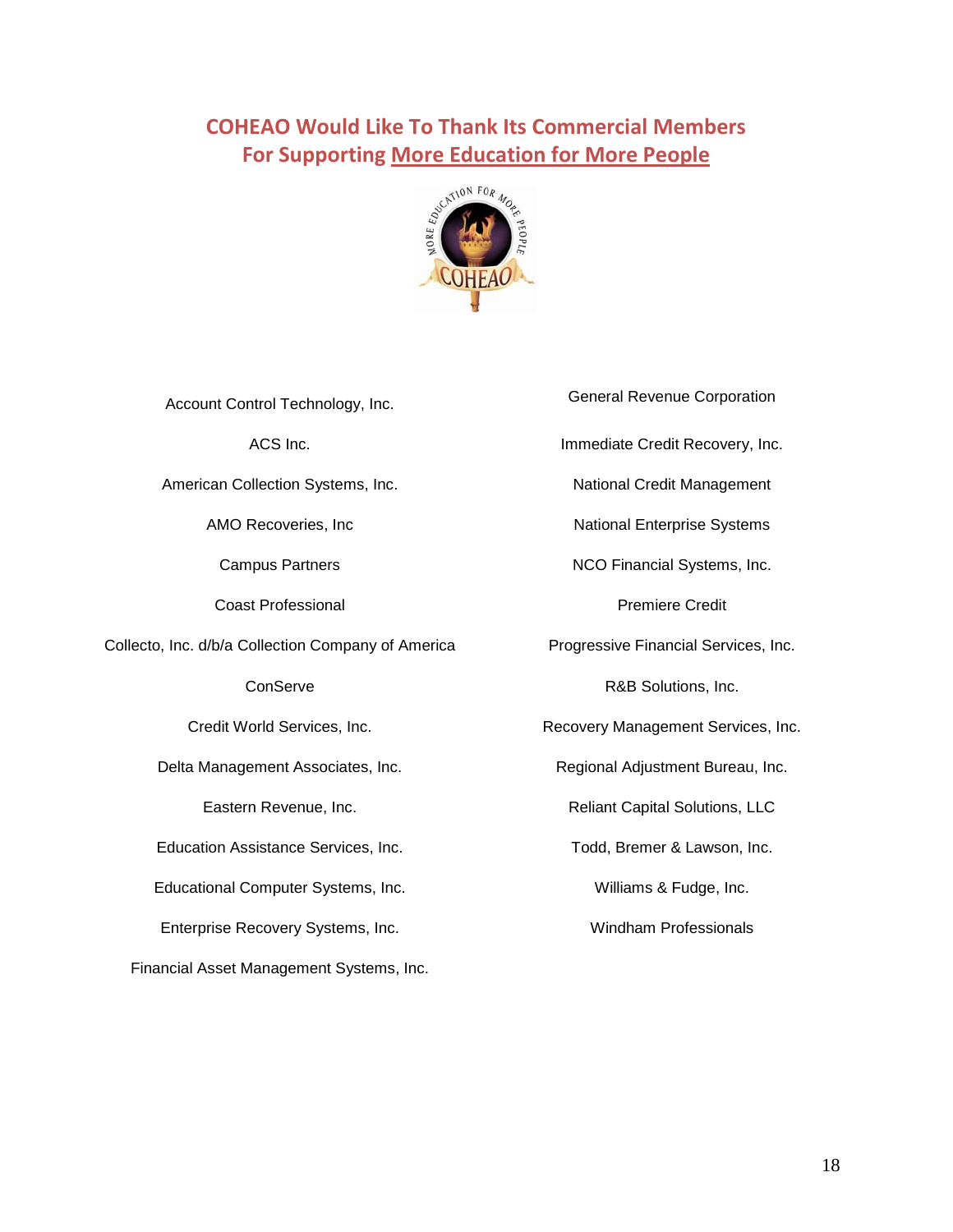## COHEAO Would Like To Thank Its Commercial Members For Supporting More Education for More People

Account Control Technology, Inc.

ACS Inc.

American Collection Systems, Inc.

AMO Recoveries, Inc

Campus Partners

Coast Professional

Collecto, Inc. d/b/a Collection Company of America

ConServe

Credit World Services, Inc.

Delta Management Associates, Inc.

Eastern Revenue, Inc.

Education Assistance Services, Inc.

Educational Computer Systems, Inc.

Enterprise Recovery Systems, Inc.

Financial Asset Management Systems, Inc.

General Revenue Corporation

Immediate Credit Recovery, Inc.

National Credit Management

National Enterprise Systems

NCO Financial Systems, Inc.

Premiere Credit

Progressive Financial Services, Inc.

R&B Solutions, Inc.

Recovery Management Services, Inc.

Regional Adjustment Bureau, Inc.

Reliant Capital Solutions, LLC

Todd, Bremer & Lawson, Inc.

Williams & Fudge, Inc.

Windham Professionals